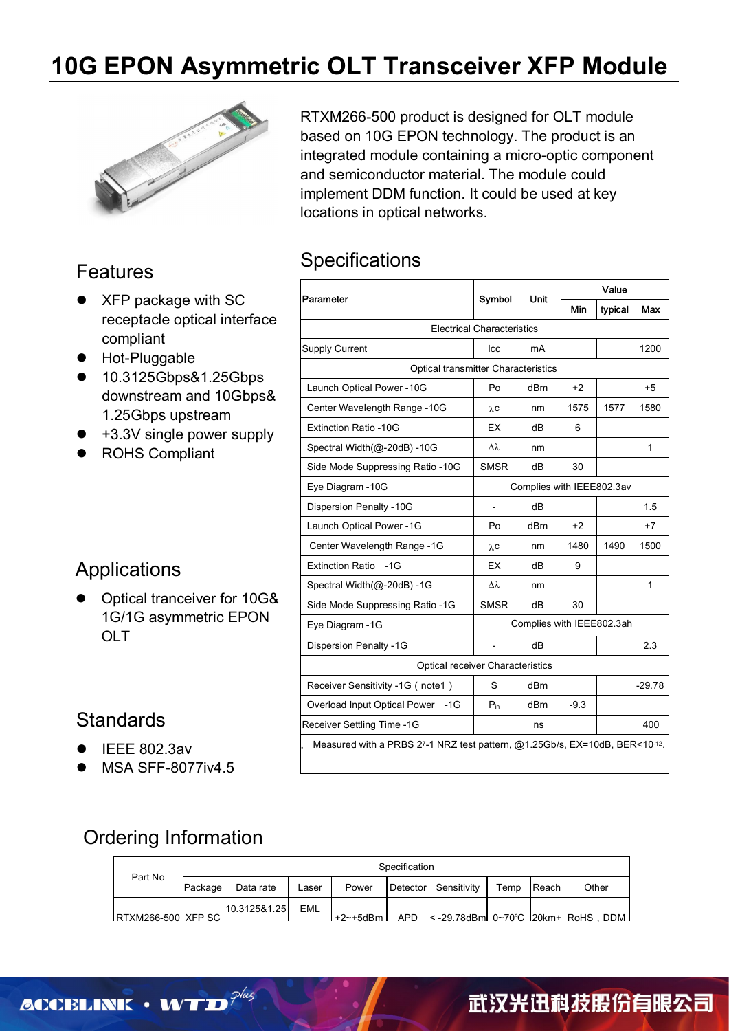# 10G EPON Asymmetric OLT Transceiver XFP Module

RTXM266-500 product is designed for OLT module based on 10G EPON technology. The product is an integrated module containing a micro-optic component and semiconductor material. The module could implement DDM function. It could be used at key locations in optical networks.

## Features

- XFP package with SC receptacle optical interface compliant
- Hot-Pluggable
- 10.3125Gbps&1.25Gbps downstream and 10Gbps& 1.25Gbps upstream
- +3.3V single power supply
- ROHS Compliant

## Applications

- Optical tranceiver for 10G& 1G/1G asymmetric EPON OLT

## Standards

- IEEE 802.3av
- MSA SFF-8077iv4.5

## Specifications

| Parameter | Symbol | Unit | Value | | |
|---|---|---|---|---|---|
| | | | Min | typical | Max |
| Electrical Characteristics | | | | | |
| Supply Current | Icc | mA | | | 1200 |
| Optical transmitter Characteristics | | | | | |
| Launch Optical Power -10G | Po | dBm | +2 | | +5 |
| Center Wavelength Range -10G | $\lambda c$ | nm | 1575 | 1577 | 1580 |
| Extinction Ratio -10G | EX | dB | 6 | | |
| Spectral Width(@-20dB) -10G | $\Delta\lambda$ | nm | | | 1 |
| Side Mode Suppressing Ratio -10G | SMSR | dB | 30 | | |
| Eye Diagram -10G | Complies with IEEE802.3av | | | | |
| Dispersion Penalty -10G | - | dB | | | 1.5 |
| Launch Optical Power -1G | Po | dBm | +2 | | +7 |
| Center Wavelength Range -1G | $\lambda c$ | nm | 1480 | 1490 | 1500 |
| Extinction Ratio -1G | EX | dB | 9 | | |
| Spectral Width(@-20dB) -1G | $\Delta\lambda$ | nm | | | 1 |
| Side Mode Suppressing Ratio -1G | SMSR | dB | 30 | | |
| Eye Diagram -1G | Complies with IEEE802.3ah | | | | |
| Dispersion Penalty -1G | - | dB | | | 2.3 |
| Optical receiver Characteristics | | | | | |
| Receiver Sensitivity -1G ( note1 ) | S | dBm | | | -29.78 |
| Overload Input Optical Power -1G | $P_{in}$ | dBm | -9.3 | | |
| Receiver Settling Time -1G | | ns | | | 400 |

. Measured with a PRBS $2^7$-1 NRZ test pattern, @1.25Gb/s, EX=10dB, BER<$10^{-12}$.

## Ordering Information

| Part No | Specification | | | | | | | | |
|---|---|---|---|---|---|---|---|---|---|
| | Package | Data rate | Laser | Power | Detector | Sensitivity | Temp | Reach | Other |
| RTXM266-500 | XFP SC | 10.3125&1.25 | EML | +2~+5dBm | APD | < -29.78dBm | 0~70℃ | 20km+ | RoHS，DDM |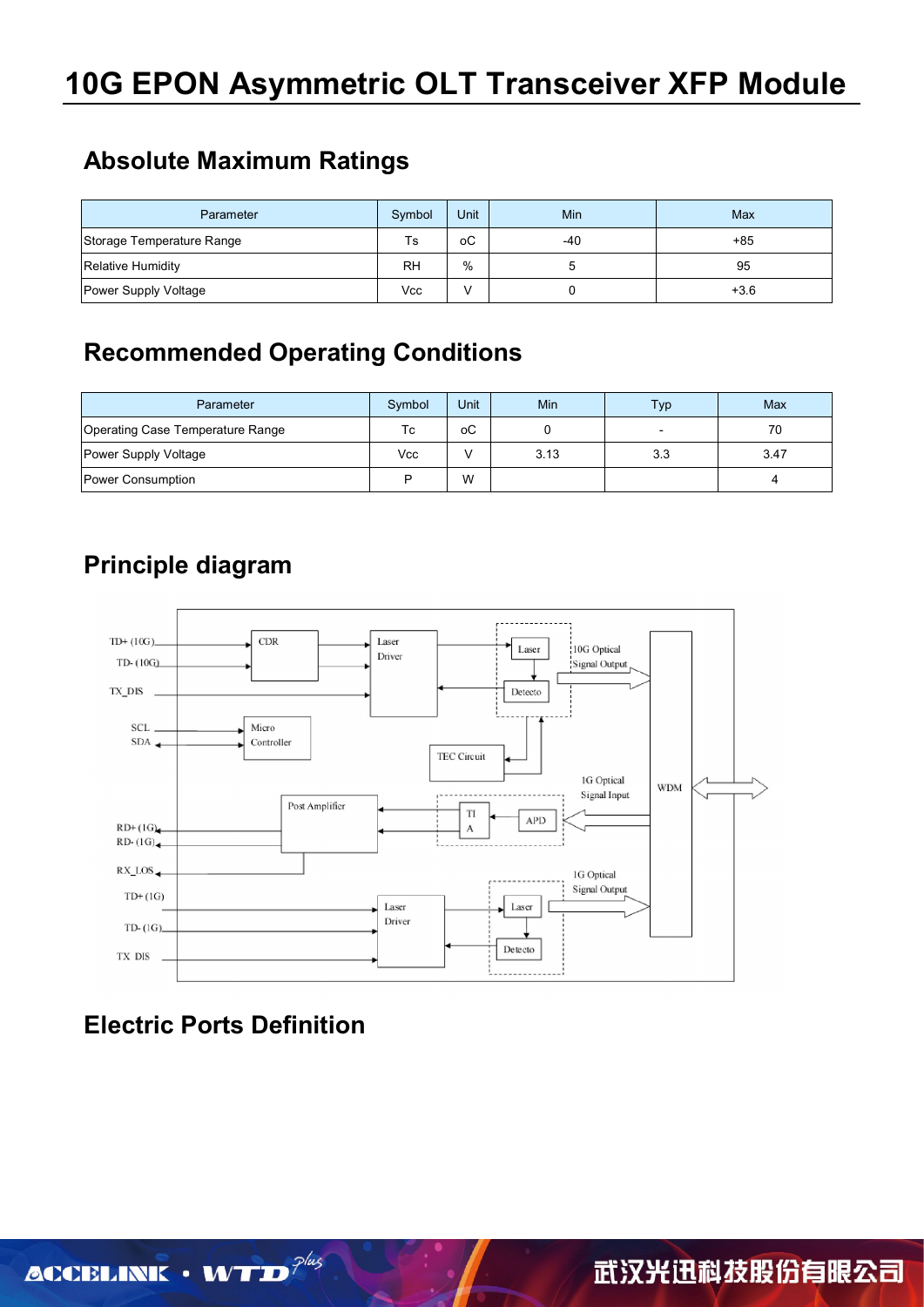## Absolute Maximum Ratings

| Parameter | Symbol | Unit | Min | Max |
|---|---|---|---|---|
| Storage Temperature Range | Ts | oC | -40 | +85 |
| Relative Humidity | RH | % | 5 | 95 |
| Power Supply Voltage | Vcc | V | 0 | +3.6 |

## Recommended Operating Conditions

| Parameter | Symbol | Unit | Min | Typ | Max |
|---|---|---|---|---|---|
| Operating Case Temperature Range | Tc | oC | 0 | - | 70 |
| Power Supply Voltage | Vcc | V | 3.13 | 3.3 | 3.47 |
| Power Consumption | P | W | | | 4 |

## Principle diagram

## Electric Ports Definition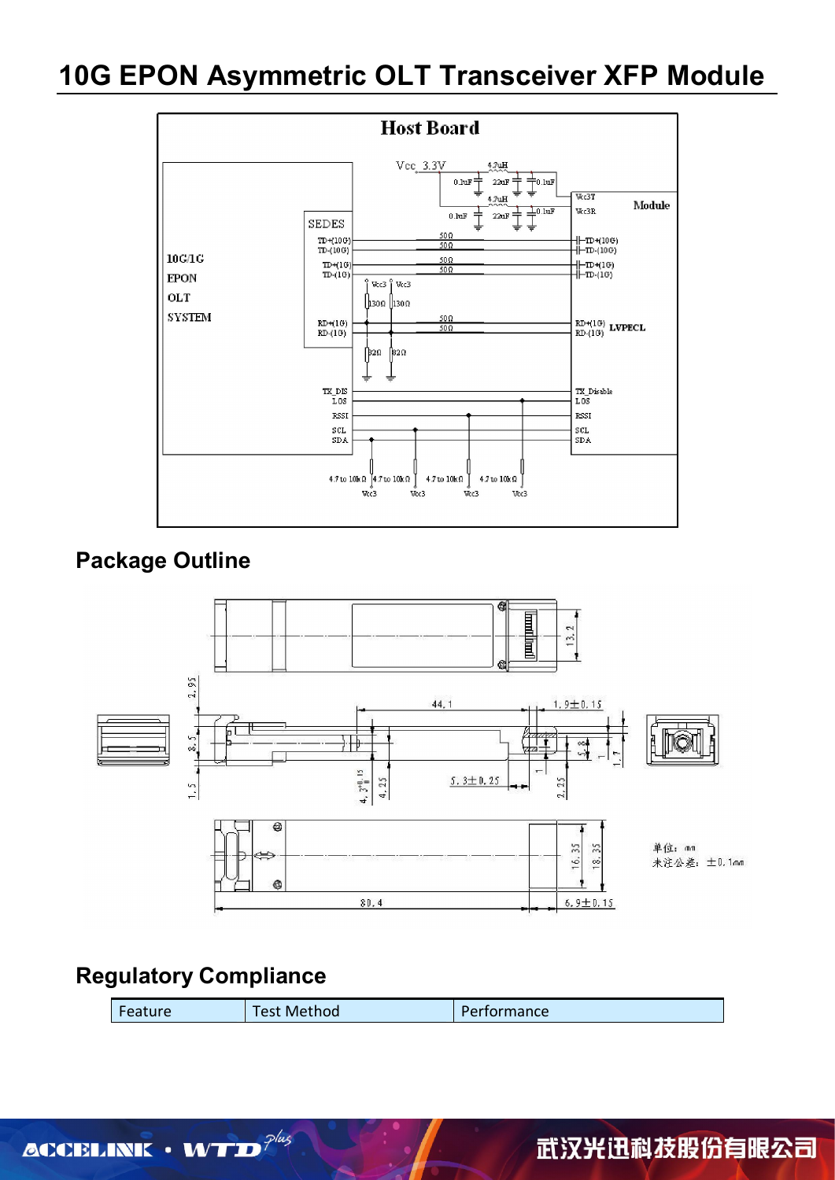# 10G EPON Asymmetric OLT Transceiver XFP Module

## Package Outline

## Regulatory Compliance

| Feature | Test Method | Performance |
|---|---|---|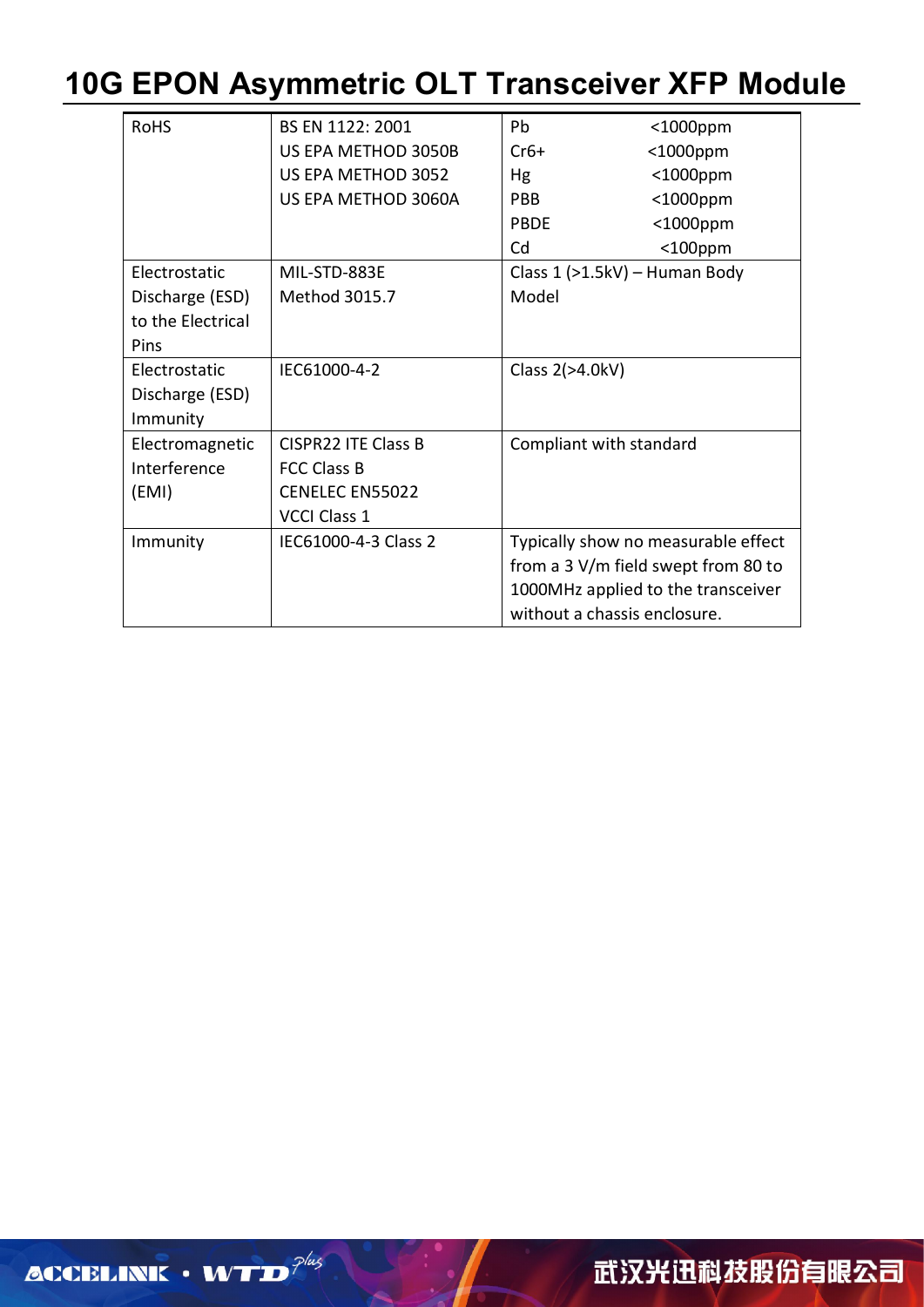| | | |
|---|---|---|
| RoHS | BS EN 1122: 2001<br>US EPA METHOD 3050B<br>US EPA METHOD 3052<br>US EPA METHOD 3060A | Pb <1000ppm<br>Cr6+ <1000ppm<br>Hg <1000ppm<br>PBB <1000ppm<br>PBDE <1000ppm<br>Cd <100ppm |
| Electrostatic Discharge (ESD) to the Electrical Pins | MIL-STD-883E Method 3015.7 | Class 1 (>1.5kV) – Human Body Model |
| Electrostatic Discharge (ESD) Immunity | IEC61000-4-2 | Class 2(>4.0kV) |
| Electromagnetic Interference (EMI) | CISPR22 ITE Class B<br>FCC Class B<br>CENELEC EN55022<br>VCCI Class 1 | Compliant with standard |
| Immunity | IEC61000-4-3 Class 2 | Typically show no measurable effect from a 3 V/m field swept from 80 to 1000MHz applied to the transceiver without a chassis enclosure. |